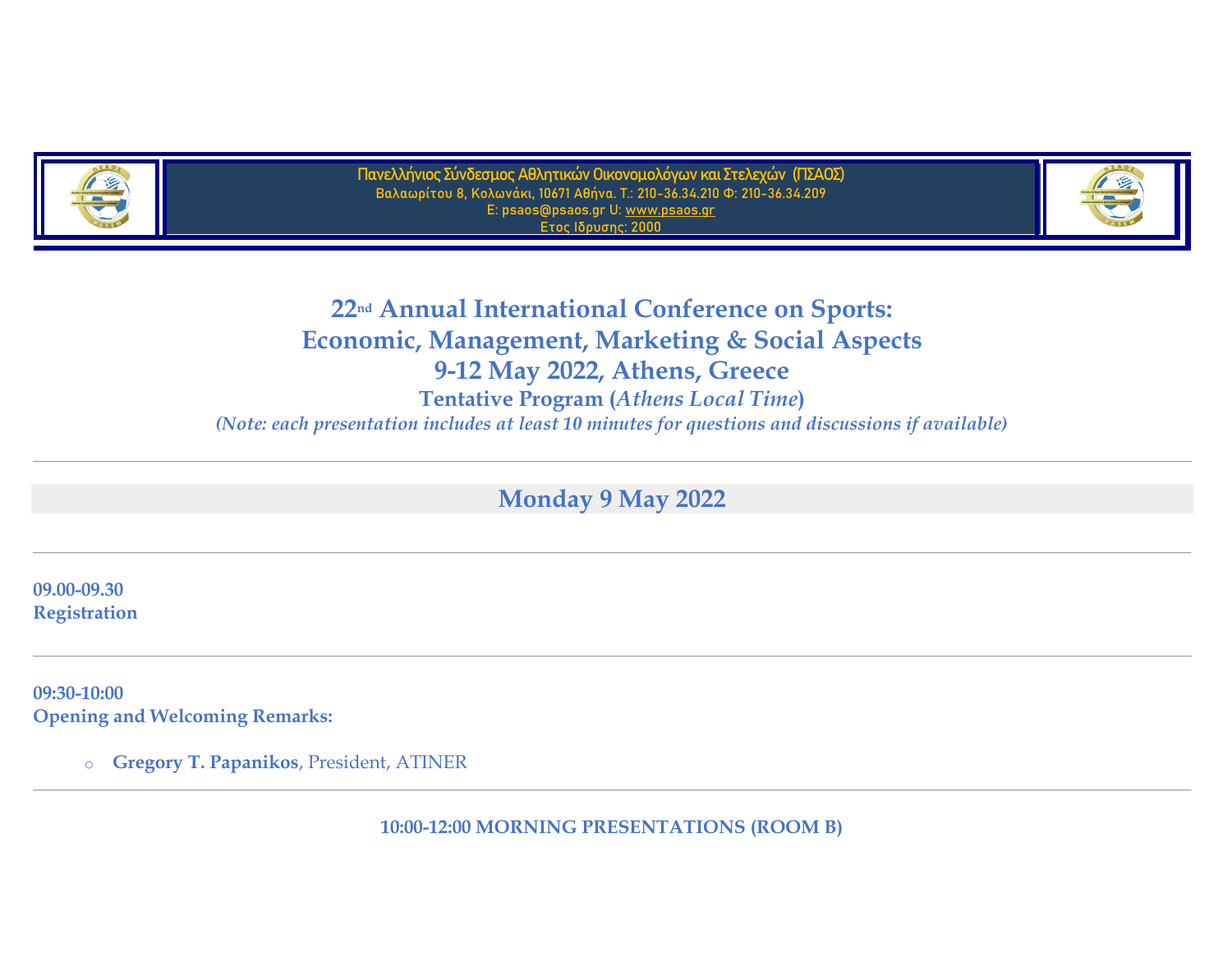Πανελλήνιος Σύνδεσμος Αθλητικών Οικονομολόγων και Στελεχών (ΠΣΑΟΣ)
Βαλαωρίτου 8, Κολωνάκι, 10671 Αθήνα. Τ.: 210-36.34.210 Φ: 210-36.34.209
E: psaos@psaos.gr U: www.psaos.gr
Ετος Ιδρυσης: 2000

# 22nd Annual International Conference on Sports: Economic, Management, Marketing & Social Aspects

## 9-12 May 2022, Athens, Greece

### Tentative Program (*Athens Local Time*)

*(Note: each presentation includes at least 10 minutes for questions and discussions if available)*

---

## Monday 9 May 2022

---

**09.00-09.30**
**Registration**

---

**09:30-10:00**
**Opening and Welcoming Remarks:**

- **Gregory T. Papanikos**, President, ATINER

---

**10:00-12:00 MORNING PRESENTATIONS (ROOM B)**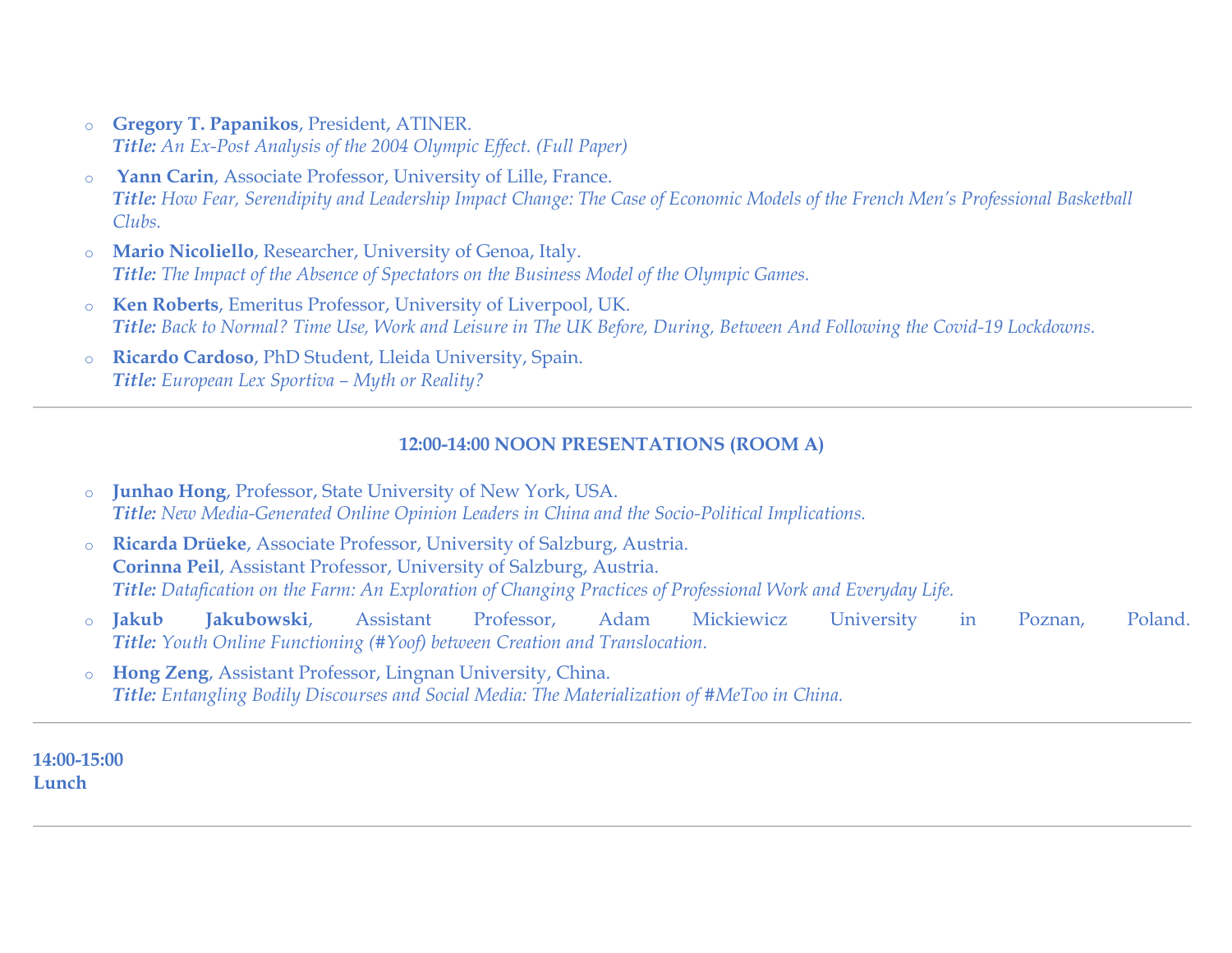- **Gregory T. Papanikos**, President, ATINER.
  ***Title:*** *An Ex-Post Analysis of the 2004 Olympic Effect. (Full Paper)*
- **Yann Carin**, Associate Professor, University of Lille, France.
  ***Title:*** *How Fear, Serendipity and Leadership Impact Change: The Case of Economic Models of the French Men's Professional Basketball Clubs.*
- **Mario Nicoliello**, Researcher, University of Genoa, Italy.
  ***Title:*** *The Impact of the Absence of Spectators on the Business Model of the Olympic Games.*
- **Ken Roberts**, Emeritus Professor, University of Liverpool, UK.
  ***Title:*** *Back to Normal? Time Use, Work and Leisure in The UK Before, During, Between And Following the Covid-19 Lockdowns.*
- **Ricardo Cardoso**, PhD Student, Lleida University, Spain.
  ***Title:*** *European Lex Sportiva – Myth or Reality?*

---

**12:00-14:00 NOON PRESENTATIONS (ROOM A)**

- **Junhao Hong**, Professor, State University of New York, USA.
  ***Title:*** *New Media-Generated Online Opinion Leaders in China and the Socio-Political Implications.*
- **Ricarda Drüeke**, Associate Professor, University of Salzburg, Austria.
  **Corinna Peil**, Assistant Professor, University of Salzburg, Austria.
  ***Title:*** *Datafication on the Farm: An Exploration of Changing Practices of Professional Work and Everyday Life.*
- **Jakub Jakubowski**, Assistant Professor, Adam Mickiewicz University in Poznan, Poland.
  ***Title:*** *Youth Online Functioning (#Yoof) between Creation and Translocation.*
- **Hong Zeng**, Assistant Professor, Lingnan University, China.
  ***Title:*** *Entangling Bodily Discourses and Social Media: The Materialization of #MeToo in China.*

---

**14:00-15:00**
**Lunch**

---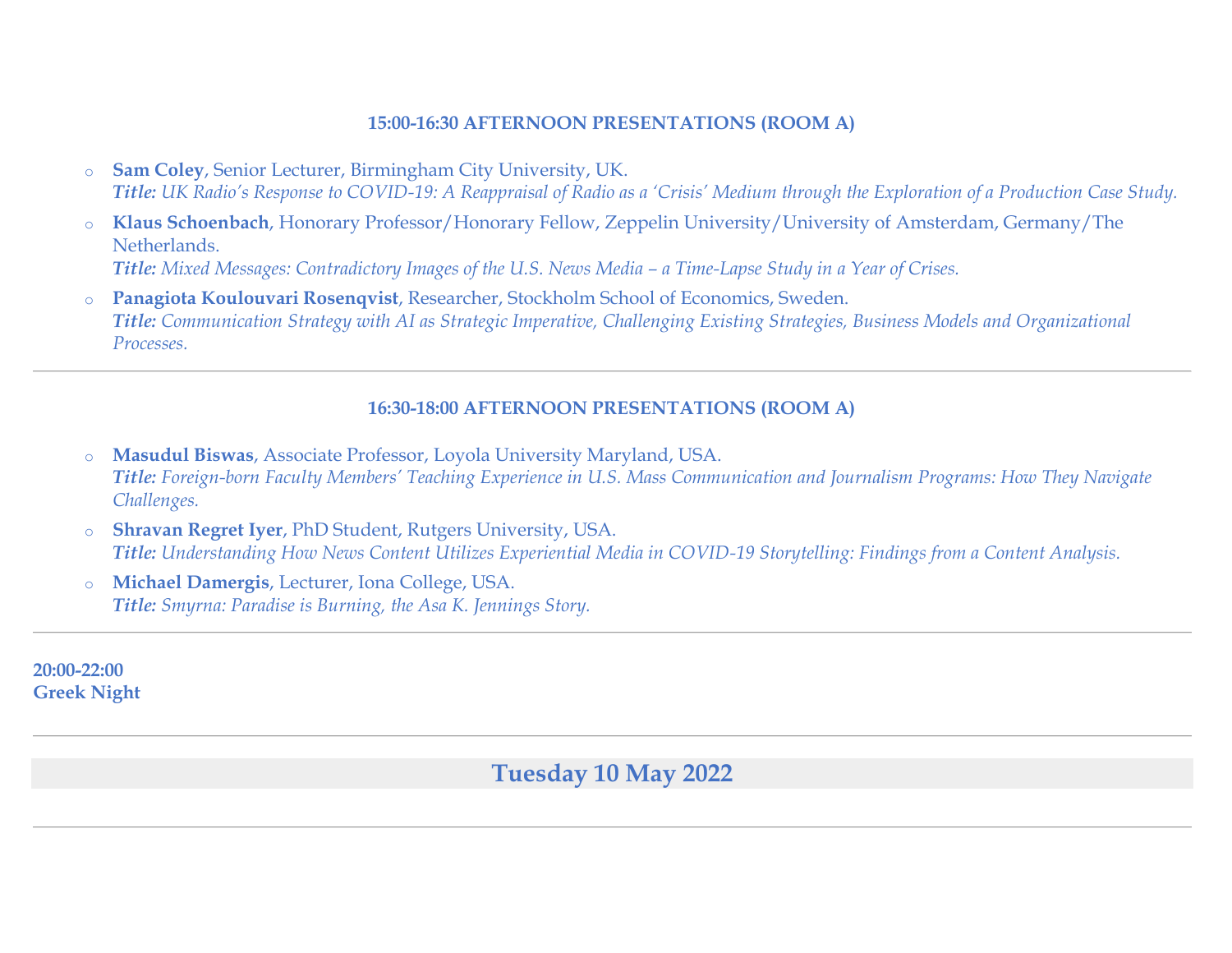### 15:00-16:30 AFTERNOON PRESENTATIONS (ROOM A)

- **Sam Coley**, Senior Lecturer, Birmingham City University, UK.
  ***Title:*** *UK Radio's Response to COVID-19: A Reappraisal of Radio as a 'Crisis' Medium through the Exploration of a Production Case Study.*
- **Klaus Schoenbach**, Honorary Professor/Honorary Fellow, Zeppelin University/University of Amsterdam, Germany/The Netherlands.
  ***Title:*** *Mixed Messages: Contradictory Images of the U.S. News Media – a Time-Lapse Study in a Year of Crises.*
- **Panagiota Koulouvari Rosenqvist**, Researcher, Stockholm School of Economics, Sweden.
  ***Title:*** *Communication Strategy with AI as Strategic Imperative, Challenging Existing Strategies, Business Models and Organizational Processes.*

---

### 16:30-18:00 AFTERNOON PRESENTATIONS (ROOM A)

- **Masudul Biswas**, Associate Professor, Loyola University Maryland, USA.
  ***Title:*** *Foreign-born Faculty Members' Teaching Experience in U.S. Mass Communication and Journalism Programs: How They Navigate Challenges.*
- **Shravan Regret Iyer**, PhD Student, Rutgers University, USA.
  ***Title:*** *Understanding How News Content Utilizes Experiential Media in COVID-19 Storytelling: Findings from a Content Analysis.*
- **Michael Damergis**, Lecturer, Iona College, USA.
  ***Title:*** *Smyrna: Paradise is Burning, the Asa K. Jennings Story.*

---

**20:00-22:00**
**Greek Night**

---

## Tuesday 10 May 2022

---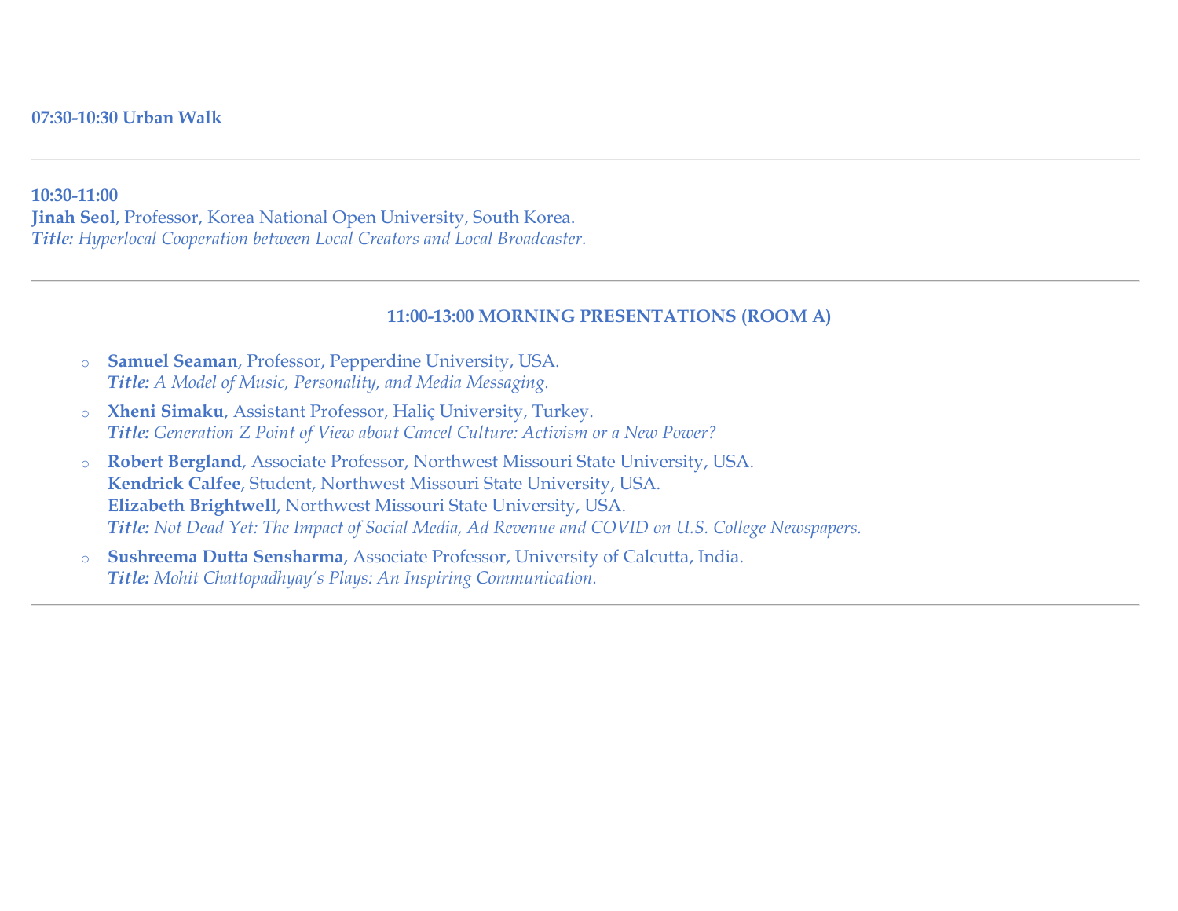**07:30-10:30 Urban Walk**

---

**10:30-11:00**
**Jinah Seol**, Professor, Korea National Open University, South Korea.
***Title:*** *Hyperlocal Cooperation between Local Creators and Local Broadcaster.*

---

### 11:00-13:00 MORNING PRESENTATIONS (ROOM A)

- **Samuel Seaman**, Professor, Pepperdine University, USA.
  ***Title:*** *A Model of Music, Personality, and Media Messaging.*
- **Xheni Simaku**, Assistant Professor, Haliç University, Turkey.
  ***Title:*** *Generation Z Point of View about Cancel Culture: Activism or a New Power?*
- **Robert Bergland**, Associate Professor, Northwest Missouri State University, USA.
  **Kendrick Calfee**, Student, Northwest Missouri State University, USA.
  **Elizabeth Brightwell**, Northwest Missouri State University, USA.
  ***Title:*** *Not Dead Yet: The Impact of Social Media, Ad Revenue and COVID on U.S. College Newspapers.*
- **Sushreema Dutta Sensharma**, Associate Professor, University of Calcutta, India.
  ***Title:*** *Mohit Chattopadhyay's Plays: An Inspiring Communication.*

---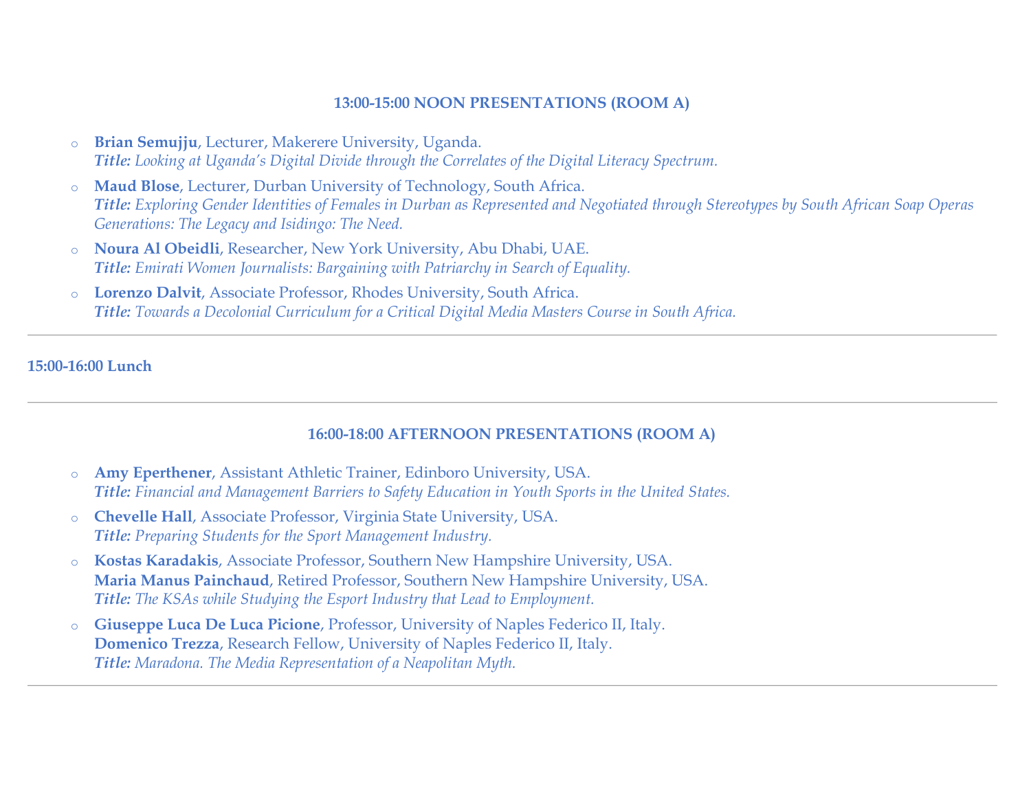### 13:00-15:00 NOON PRESENTATIONS (ROOM A)

- **Brian Semujju**, Lecturer, Makerere University, Uganda.
  ***Title:*** *Looking at Uganda's Digital Divide through the Correlates of the Digital Literacy Spectrum.*
- **Maud Blose**, Lecturer, Durban University of Technology, South Africa.
  ***Title:*** *Exploring Gender Identities of Females in Durban as Represented and Negotiated through Stereotypes by South African Soap Operas Generations: The Legacy and Isidingo: The Need.*
- **Noura Al Obeidli**, Researcher, New York University, Abu Dhabi, UAE.
  ***Title:*** *Emirati Women Journalists: Bargaining with Patriarchy in Search of Equality.*
- **Lorenzo Dalvit**, Associate Professor, Rhodes University, South Africa.
  ***Title:*** *Towards a Decolonial Curriculum for a Critical Digital Media Masters Course in South Africa.*

---

**15:00-16:00 Lunch**

---

### 16:00-18:00 AFTERNOON PRESENTATIONS (ROOM A)

- **Amy Eperthener**, Assistant Athletic Trainer, Edinboro University, USA.
  ***Title:*** *Financial and Management Barriers to Safety Education in Youth Sports in the United States.*
- **Chevelle Hall**, Associate Professor, Virginia State University, USA.
  ***Title:*** *Preparing Students for the Sport Management Industry.*
- **Kostas Karadakis**, Associate Professor, Southern New Hampshire University, USA.
  **Maria Manus Painchaud**, Retired Professor, Southern New Hampshire University, USA.
  ***Title:*** *The KSAs while Studying the Esport Industry that Lead to Employment.*
- **Giuseppe Luca De Luca Picione**, Professor, University of Naples Federico II, Italy.
  **Domenico Trezza**, Research Fellow, University of Naples Federico II, Italy.
  ***Title:*** *Maradona. The Media Representation of a Neapolitan Myth.*

---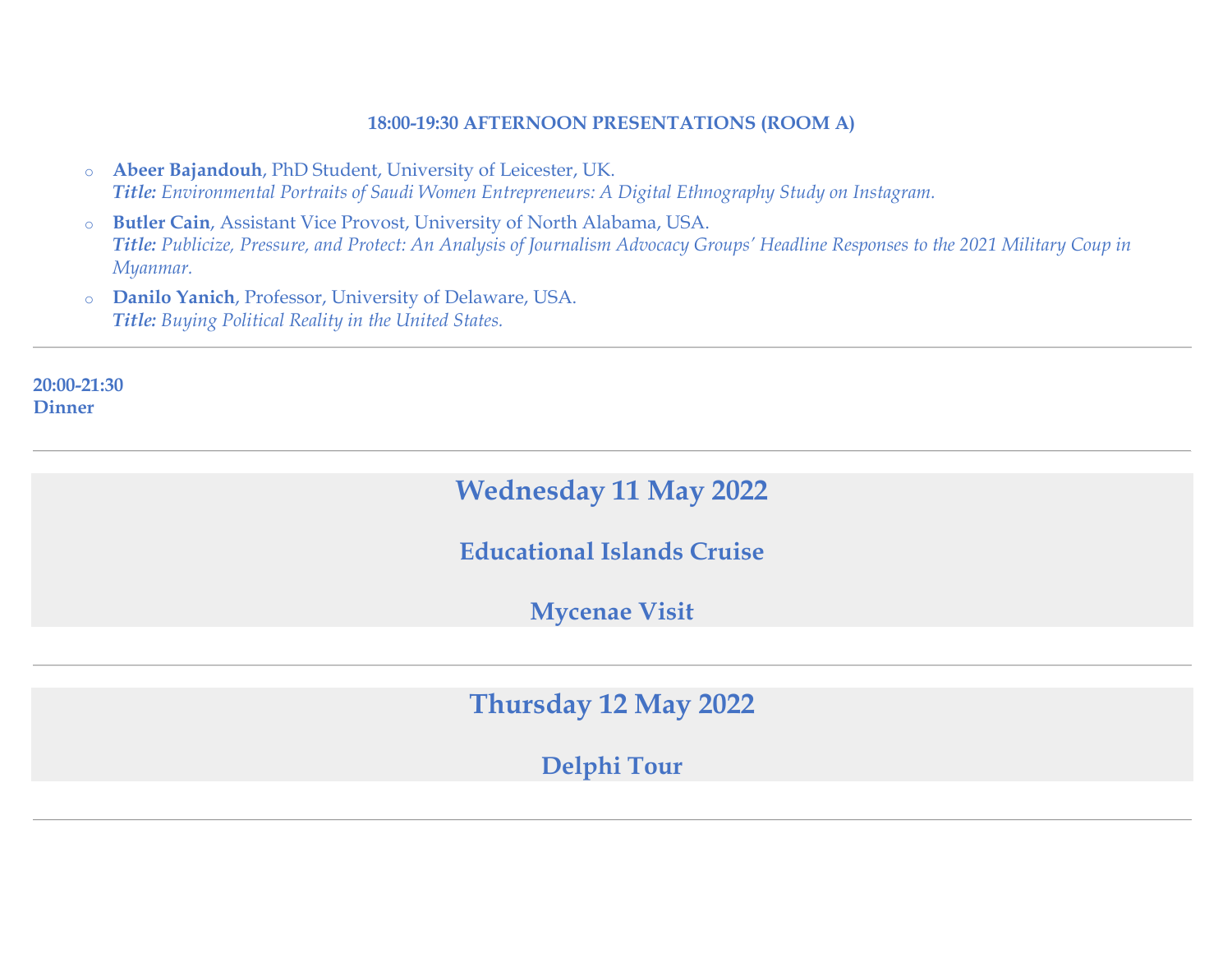**18:00-19:30 AFTERNOON PRESENTATIONS (ROOM A)**

- **Abeer Bajandouh**, PhD Student, University of Leicester, UK.
  ***Title:*** *Environmental Portraits of Saudi Women Entrepreneurs: A Digital Ethnography Study on Instagram.*
- **Butler Cain**, Assistant Vice Provost, University of North Alabama, USA.
  ***Title:*** *Publicize, Pressure, and Protect: An Analysis of Journalism Advocacy Groups' Headline Responses to the 2021 Military Coup in Myanmar.*
- **Danilo Yanich**, Professor, University of Delaware, USA.
  ***Title:*** *Buying Political Reality in the United States.*

---

**20:00-21:30**
**Dinner**

---

## Wednesday 11 May 2022

### Educational Islands Cruise

### Mycenae Visit

---

## Thursday 12 May 2022

### Delphi Tour

---